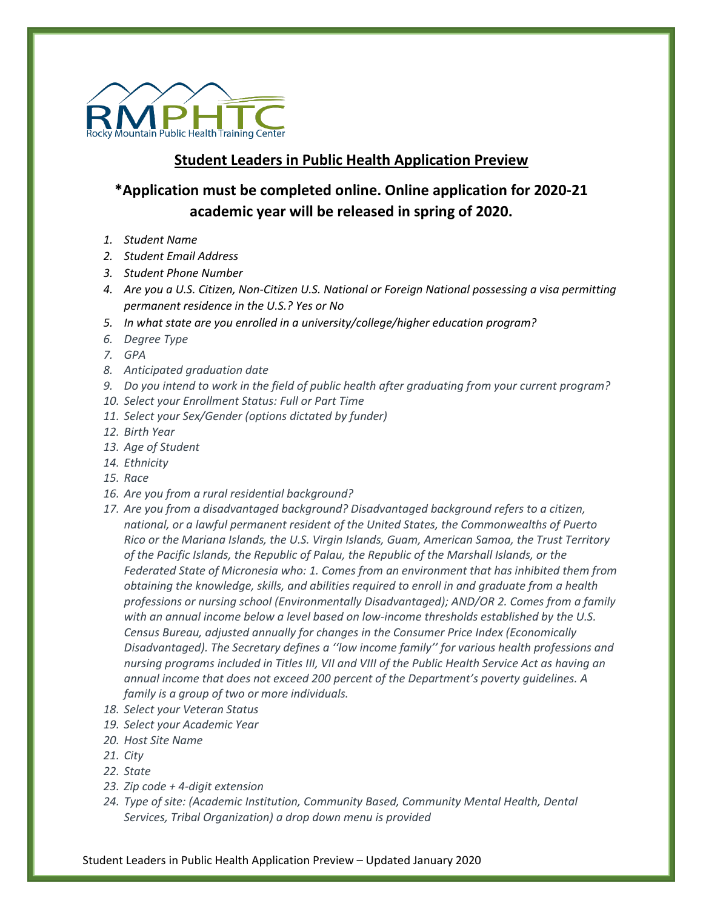RMPHTC
Rocky Mountain Public Health Training Center

## Student Leaders in Public Health Application Preview

### *Application must be completed online. Online application for 2020-21 academic year will be released in spring of 2020.

1. *Student Name*
2. *Student Email Address*
3. *Student Phone Number*
4. *Are you a U.S. Citizen, Non-Citizen U.S. National or Foreign National possessing a visa permitting permanent residence in the U.S.? Yes or No*
5. *In what state are you enrolled in a university/college/higher education program?*
6. *Degree Type*
7. *GPA*
8. *Anticipated graduation date*
9. *Do you intend to work in the field of public health after graduating from your current program?*
10. *Select your Enrollment Status: Full or Part Time*
11. *Select your Sex/Gender (options dictated by funder)*
12. *Birth Year*
13. *Age of Student*
14. *Ethnicity*
15. *Race*
16. *Are you from a rural residential background?*
17. *Are you from a disadvantaged background? Disadvantaged background refers to a citizen, national, or a lawful permanent resident of the United States, the Commonwealths of Puerto Rico or the Mariana Islands, the U.S. Virgin Islands, Guam, American Samoa, the Trust Territory of the Pacific Islands, the Republic of Palau, the Republic of the Marshall Islands, or the Federated State of Micronesia who: 1. Comes from an environment that has inhibited them from obtaining the knowledge, skills, and abilities required to enroll in and graduate from a health professions or nursing school (Environmentally Disadvantaged); AND/OR 2. Comes from a family with an annual income below a level based on low-income thresholds established by the U.S. Census Bureau, adjusted annually for changes in the Consumer Price Index (Economically Disadvantaged). The Secretary defines a ''low income family'' for various health professions and nursing programs included in Titles III, VII and VIII of the Public Health Service Act as having an annual income that does not exceed 200 percent of the Department's poverty guidelines. A family is a group of two or more individuals.*
18. *Select your Veteran Status*
19. *Select your Academic Year*
20. *Host Site Name*
21. *City*
22. *State*
23. *Zip code + 4-digit extension*
24. *Type of site: (Academic Institution, Community Based, Community Mental Health, Dental Services, Tribal Organization) a drop down menu is provided*

Student Leaders in Public Health Application Preview – Updated January 2020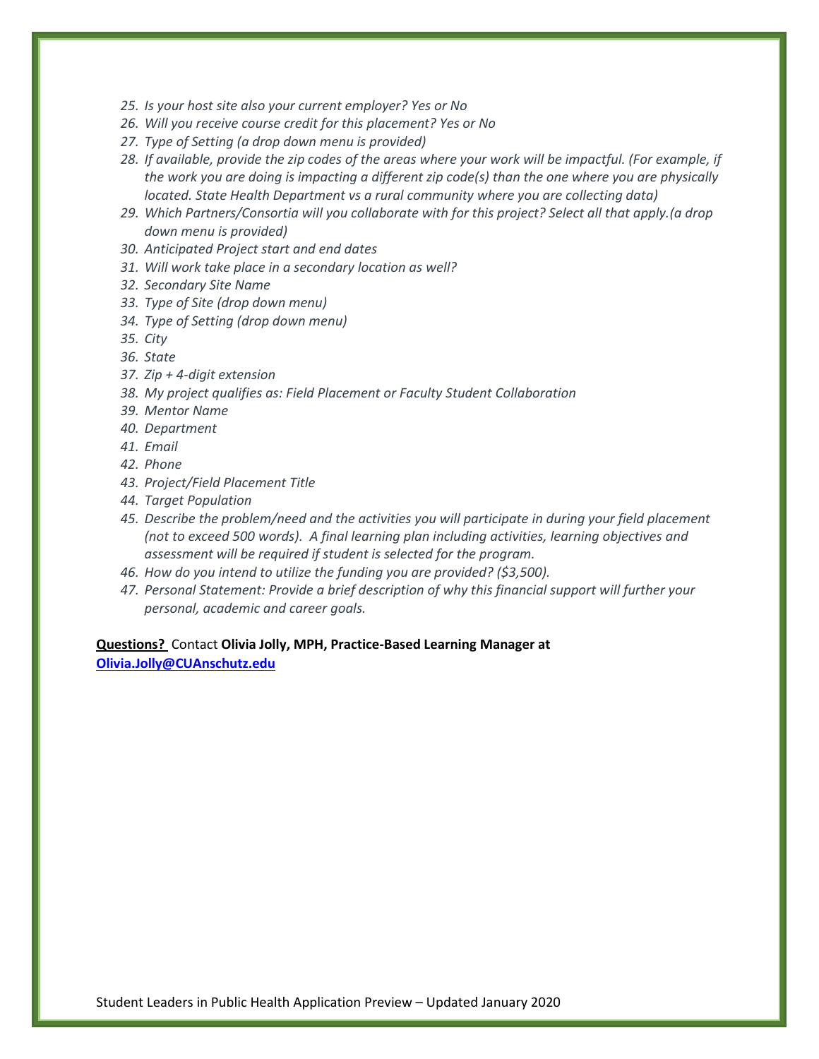25. *Is your host site also your current employer? Yes or No*
26. *Will you receive course credit for this placement? Yes or No*
27. *Type of Setting (a drop down menu is provided)*
28. *If available, provide the zip codes of the areas where your work will be impactful. (For example, if the work you are doing is impacting a different zip code(s) than the one where you are physically located. State Health Department vs a rural community where you are collecting data)*
29. *Which Partners/Consortia will you collaborate with for this project? Select all that apply.(a drop down menu is provided)*
30. *Anticipated Project start and end dates*
31. *Will work take place in a secondary location as well?*
32. *Secondary Site Name*
33. *Type of Site (drop down menu)*
34. *Type of Setting (drop down menu)*
35. *City*
36. *State*
37. *Zip + 4-digit extension*
38. *My project qualifies as: Field Placement or Faculty Student Collaboration*
39. *Mentor Name*
40. *Department*
41. *Email*
42. *Phone*
43. *Project/Field Placement Title*
44. *Target Population*
45. *Describe the problem/need and the activities you will participate in during your field placement (not to exceed 500 words). A final learning plan including activities, learning objectives and assessment will be required if student is selected for the program.*
46. *How do you intend to utilize the funding you are provided? ($3,500).*
47. *Personal Statement: Provide a brief description of why this financial support will further your personal, academic and career goals.*

**Questions?** Contact **Olivia Jolly, MPH, Practice-Based Learning Manager at [Olivia.Jolly@CUAnschutz.edu](mailto:Olivia.Jolly@CUAnschutz.edu)**